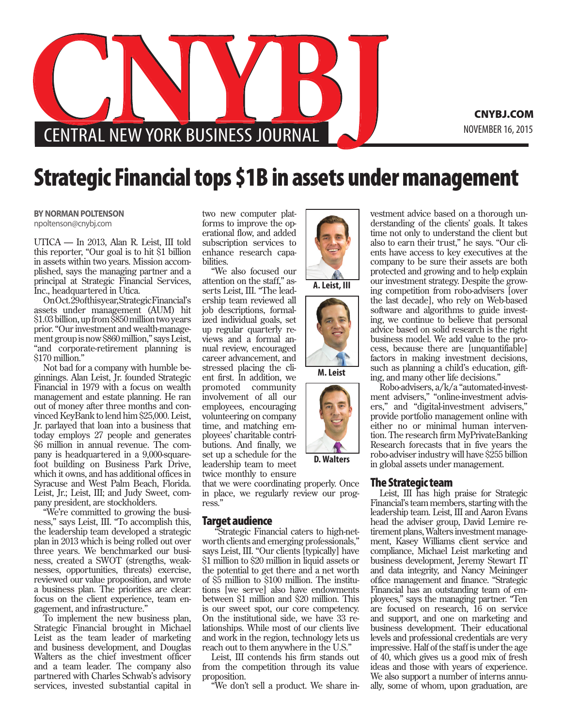# Strategic Financial tops $1B in assets under management

**BY NORMAN POLTENSON**
npoltenson@cnybj.com

UTICA — In 2013, Alan R. Leist, III told this reporter, "Our goal is to hit $1 billion in assets within two years. Mission accomplished, says the managing partner and a principal at Strategic Financial Services, Inc., headquartered in Utica.

On Oct. 29 of this year, Strategic Financial's assets under management (AUM) hit $1.03 billion, up from $850 million two years prior. "Our investment and wealth-management group is now $860 million," says Leist, "and corporate-retirement planning is $170 million."

Not bad for a company with humble beginnings. Alan Leist, Jr. founded Strategic Financial in 1979 with a focus on wealth management and estate planning. He ran out of money after three months and convinced KeyBank to lend him $25,000. Leist, Jr. parlayed that loan into a business that today employs 27 people and generates $6 million in annual revenue. The company is headquartered in a 9,000-square-foot building on Business Park Drive, which it owns, and has additional offices in Syracuse and West Palm Beach, Florida. Leist, Jr.; Leist, III; and Judy Sweet, company president, are stockholders.

"We're committed to growing the business," says Leist, III. "To accomplish this, the leadership team developed a strategic plan in 2013 which is being rolled out over three years. We benchmarked our business, created a SWOT (strengths, weaknesses, opportunities, threats) exercise, reviewed our value proposition, and wrote a business plan. The priorities are clear: focus on the client experience, team engagement, and infrastructure."

To implement the new business plan, Strategic Financial brought in Michael Leist as the team leader of marketing and business development, and Douglas Walters as the chief investment officer and a team leader. The company also partnered with Charles Schwab's advisory services, invested substantial capital in two new computer platforms to improve the operational flow, and added subscription services to enhance research capabilities.

"We also focused our attention on the staff," asserts Leist, III. "The leadership team reviewed all job descriptions, formalized individual goals, set up regular quarterly reviews and a formal annual review, encouraged career advancement, and stressed placing the client first. In addition, we promoted community involvement of all our employees, encouraging volunteering on company time, and matching employees' charitable contributions. And finally, we set up a schedule for the leadership team to meet twice monthly to ensure that we were coordinating properly. Once in place, we regularly review our progress."

A. Leist, III

M. Leist

D. Walters

## Target audience

"Strategic Financial caters to high-net-worth clients and emerging professionals," says Leist, III. "Our clients [typically] have $1 million to $20 million in liquid assets or the potential to get there and a net worth of $5 million to $100 million. The institutions [we serve] also have endowments between $1 million and $20 million. This is our sweet spot, our core competency. On the institutional side, we have 33 relationships. While most of our clients live and work in the region, technology lets us reach out to them anywhere in the U.S."

Leist, III contends his firm stands out from the competition through its value proposition.

"We don't sell a product. We share investment advice based on a thorough understanding of the clients' goals. It takes time not only to understand the client but also to earn their trust," he says. "Our clients have access to key executives at the company to be sure their assets are both protected and growing and to help explain our investment strategy. Despite the growing competition from robo-advisers [over the last decade], who rely on Web-based software and algorithms to guide investing, we continue to believe that personal advice based on solid research is the right business model. We add value to the process, because there are [unquantifiable] factors in making investment decisions, such as planning a child's education, gifting, and many other life decisions."

Robo-advisers, a/k/a "automated-investment advisers," "online-investment advisers," and "digital-investment advisers," provide portfolio management online with either no or minimal human intervention. The research firm MyPrivateBanking Research forecasts that in five years the robo-adviser industry will have $255 billion in global assets under management.

## The Strategic team

Leist, III has high praise for Strategic Financial's team members, starting with the leadership team. Leist, III and Aaron Evans head the adviser group, David Lemire retirement plans, Walters investment management, Kasey Williams client service and compliance, Michael Leist marketing and business development, Jeremy Stewart IT and data integrity, and Nancy Meininger office management and finance. "Strategic Financial has an outstanding team of employees," says the managing partner. "Ten are focused on research, 16 on service and support, and one on marketing and business development. Their educational levels and professional credentials are very impressive. Half of the staff is under the age of 40, which gives us a good mix of fresh ideas and those with years of experience. We also support a number of interns annually, some of whom, upon graduation, are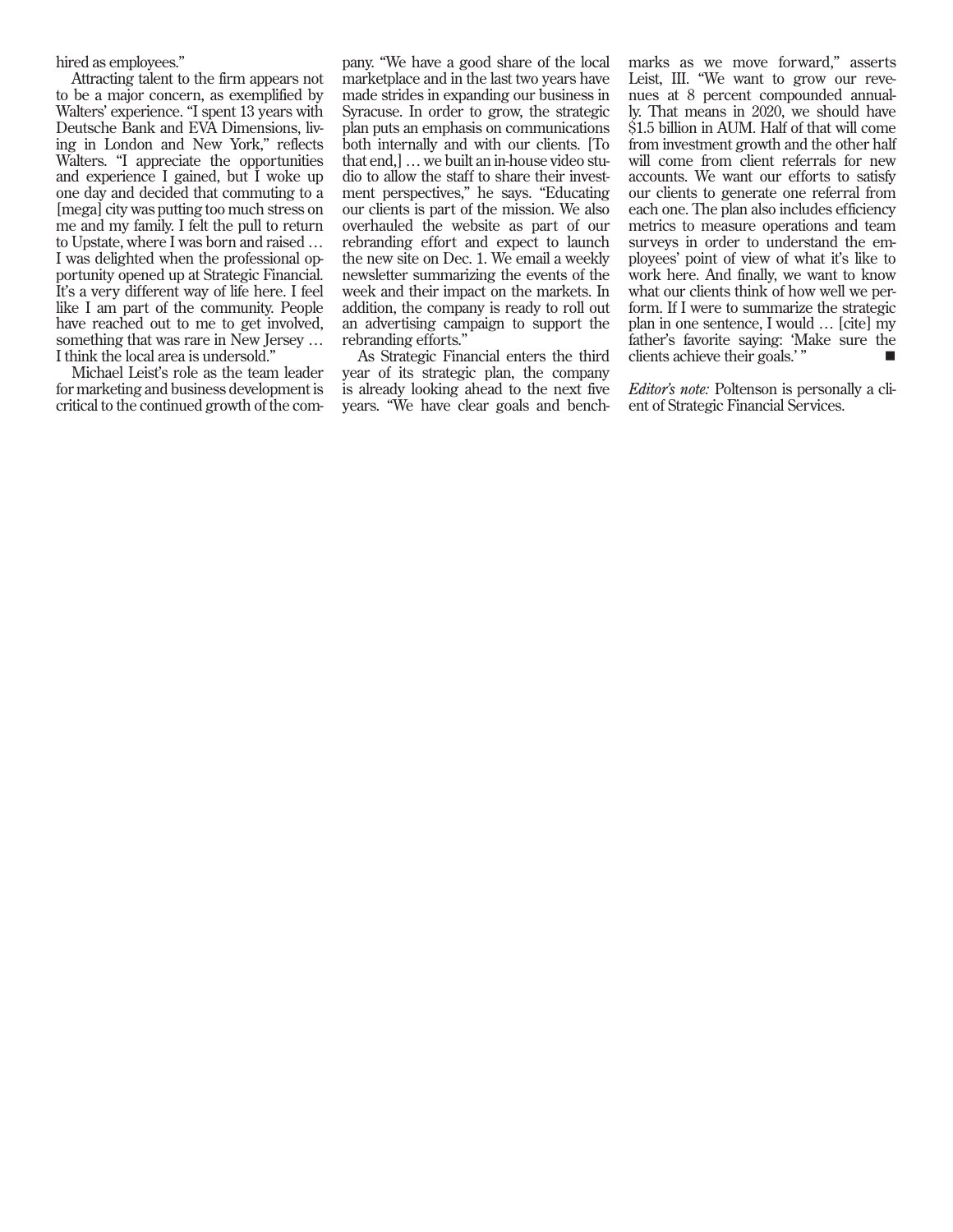hired as employees."

Attracting talent to the firm appears not to be a major concern, as exemplified by Walters' experience. "I spent 13 years with Deutsche Bank and EVA Dimensions, living in London and New York," reflects Walters. "I appreciate the opportunities and experience I gained, but I woke up one day and decided that commuting to a [mega] city was putting too much stress on me and my family. I felt the pull to return to Upstate, where I was born and raised … I was delighted when the professional opportunity opened up at Strategic Financial. It's a very different way of life here. I feel like I am part of the community. People have reached out to me to get involved, something that was rare in New Jersey … I think the local area is undersold."

Michael Leist's role as the team leader for marketing and business development is critical to the continued growth of the company. "We have a good share of the local marketplace and in the last two years have made strides in expanding our business in Syracuse. In order to grow, the strategic plan puts an emphasis on communications both internally and with our clients. [To that end,] … we built an in-house video studio to allow the staff to share their investment perspectives," he says. "Educating our clients is part of the mission. We also overhauled the website as part of our rebranding effort and expect to launch the new site on Dec. 1. We email a weekly newsletter summarizing the events of the week and their impact on the markets. In addition, the company is ready to roll out an advertising campaign to support the rebranding efforts."

As Strategic Financial enters the third year of its strategic plan, the company is already looking ahead to the next five years. "We have clear goals and benchmarks as we move forward," asserts Leist, III. "We want to grow our revenues at 8 percent compounded annually. That means in 2020, we should have $1.5 billion in AUM. Half of that will come from investment growth and the other half will come from client referrals for new accounts. We want our efforts to satisfy our clients to generate one referral from each one. The plan also includes efficiency metrics to measure operations and team surveys in order to understand the employees' point of view of what it's like to work here. And finally, we want to know what our clients think of how well we perform. If I were to summarize the strategic plan in one sentence, I would … [cite] my father's favorite saying: 'Make sure the clients achieve their goals.' " ■

*Editor's note:* Poltenson is personally a client of Strategic Financial Services.